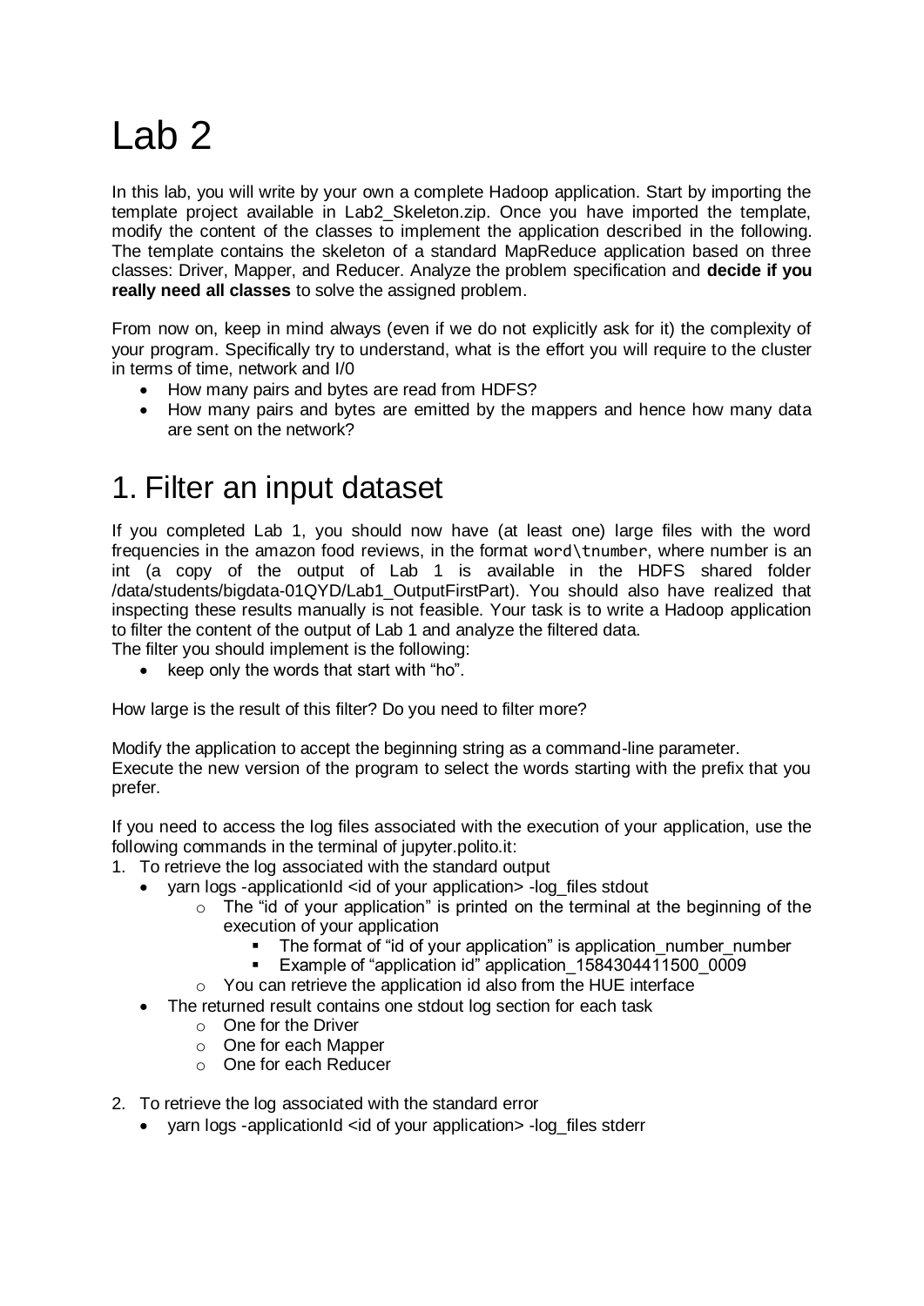# Lab 2

In this lab, you will write by your own a complete Hadoop application. Start by importing the template project available in Lab2_Skeleton.zip. Once you have imported the template, modify the content of the classes to implement the application described in the following. The template contains the skeleton of a standard MapReduce application based on three classes: Driver, Mapper, and Reducer. Analyze the problem specification and **decide if you really need all classes** to solve the assigned problem.

From now on, keep in mind always (even if we do not explicitly ask for it) the complexity of your program. Specifically try to understand, what is the effort you will require to the cluster in terms of time, network and I/0

- How many pairs and bytes are read from HDFS?
- How many pairs and bytes are emitted by the mappers and hence how many data are sent on the network?

## 1. Filter an input dataset

If you completed Lab 1, you should now have (at least one) large files with the word frequencies in the amazon food reviews, in the format `word\tnumber`, where number is an int (a copy of the output of Lab 1 is available in the HDFS shared folder /data/students/bigdata-01QYD/Lab1_OutputFirstPart). You should also have realized that inspecting these results manually is not feasible. Your task is to write a Hadoop application to filter the content of the output of Lab 1 and analyze the filtered data.
The filter you should implement is the following:

- keep only the words that start with "ho".

How large is the result of this filter? Do you need to filter more?

Modify the application to accept the beginning string as a command-line parameter.
Execute the new version of the program to select the words starting with the prefix that you prefer.

If you need to access the log files associated with the execution of your application, use the following commands in the terminal of jupyter.polito.it:

1. To retrieve the log associated with the standard output
   - yarn logs -applicationId <id of your application> -log_files stdout
     - The "id of your application" is printed on the terminal at the beginning of the execution of your application
       - The format of "id of your application" is application_number_number
       - Example of "application id" application_1584304411500_0009
     - You can retrieve the application id also from the HUE interface
   - The returned result contains one stdout log section for each task
     - One for the Driver
     - One for each Mapper
     - One for each Reducer
2. To retrieve the log associated with the standard error
   - yarn logs -applicationId <id of your application> -log_files stderr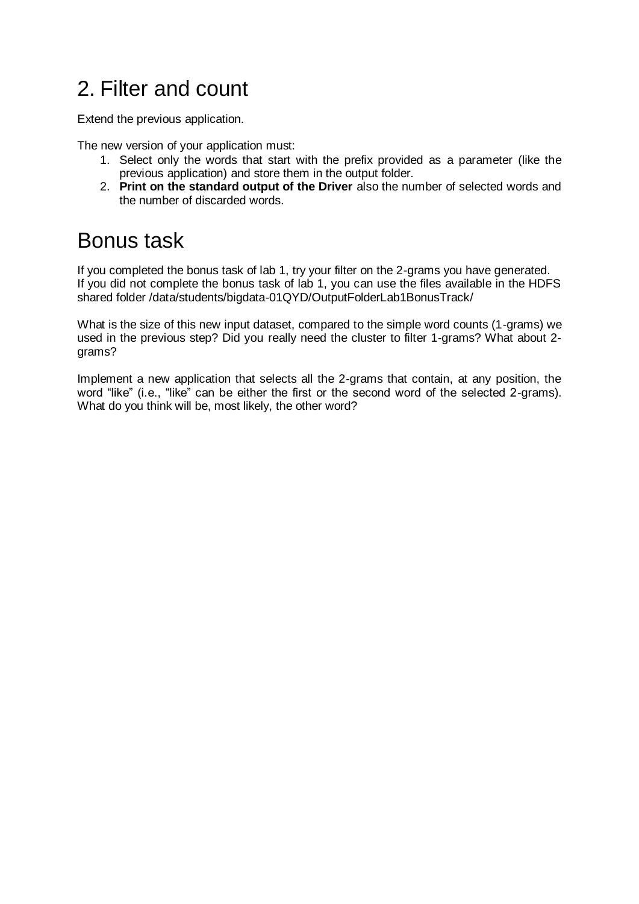# 2. Filter and count

Extend the previous application.

The new version of your application must:

1. Select only the words that start with the prefix provided as a parameter (like the previous application) and store them in the output folder.
2. **Print on the standard output of the Driver** also the number of selected words and the number of discarded words.

# Bonus task

If you completed the bonus task of lab 1, try your filter on the 2-grams you have generated. If you did not complete the bonus task of lab 1, you can use the files available in the HDFS shared folder /data/students/bigdata-01QYD/OutputFolderLab1BonusTrack/

What is the size of this new input dataset, compared to the simple word counts (1-grams) we used in the previous step? Did you really need the cluster to filter 1-grams? What about 2-grams?

Implement a new application that selects all the 2-grams that contain, at any position, the word "like" (i.e., "like" can be either the first or the second word of the selected 2-grams). What do you think will be, most likely, the other word?